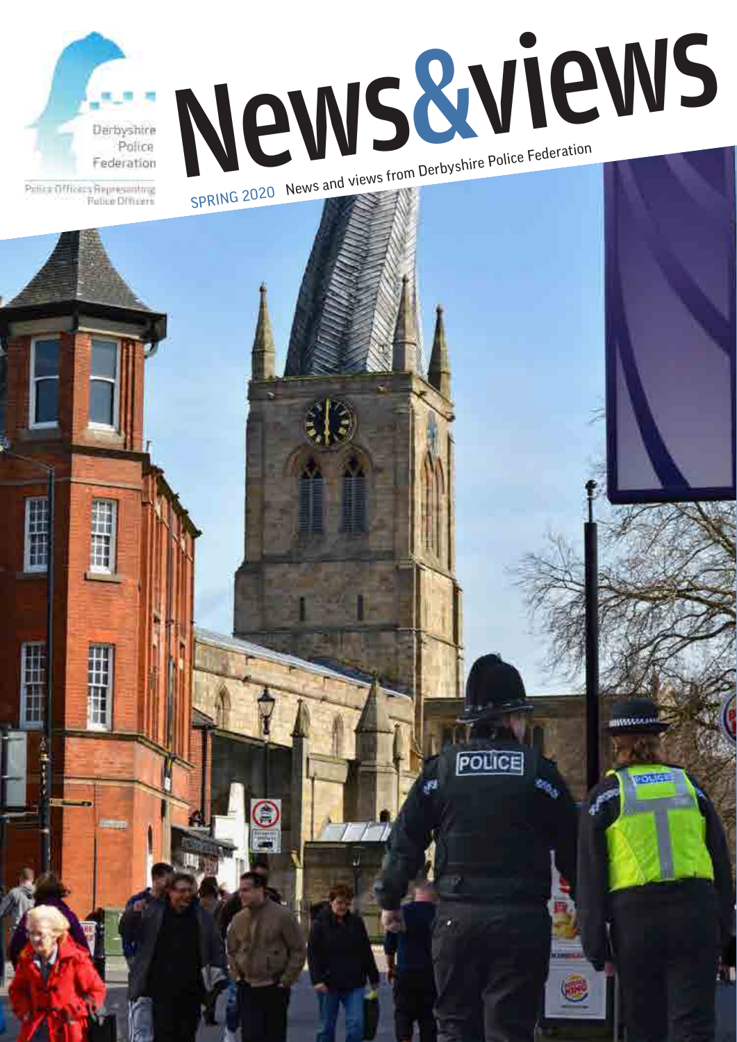Derbyshire Police Federation

Police Officers Representing Police Officers

# News&views

SPRING 2020 News and views from Derbyshire Police Federation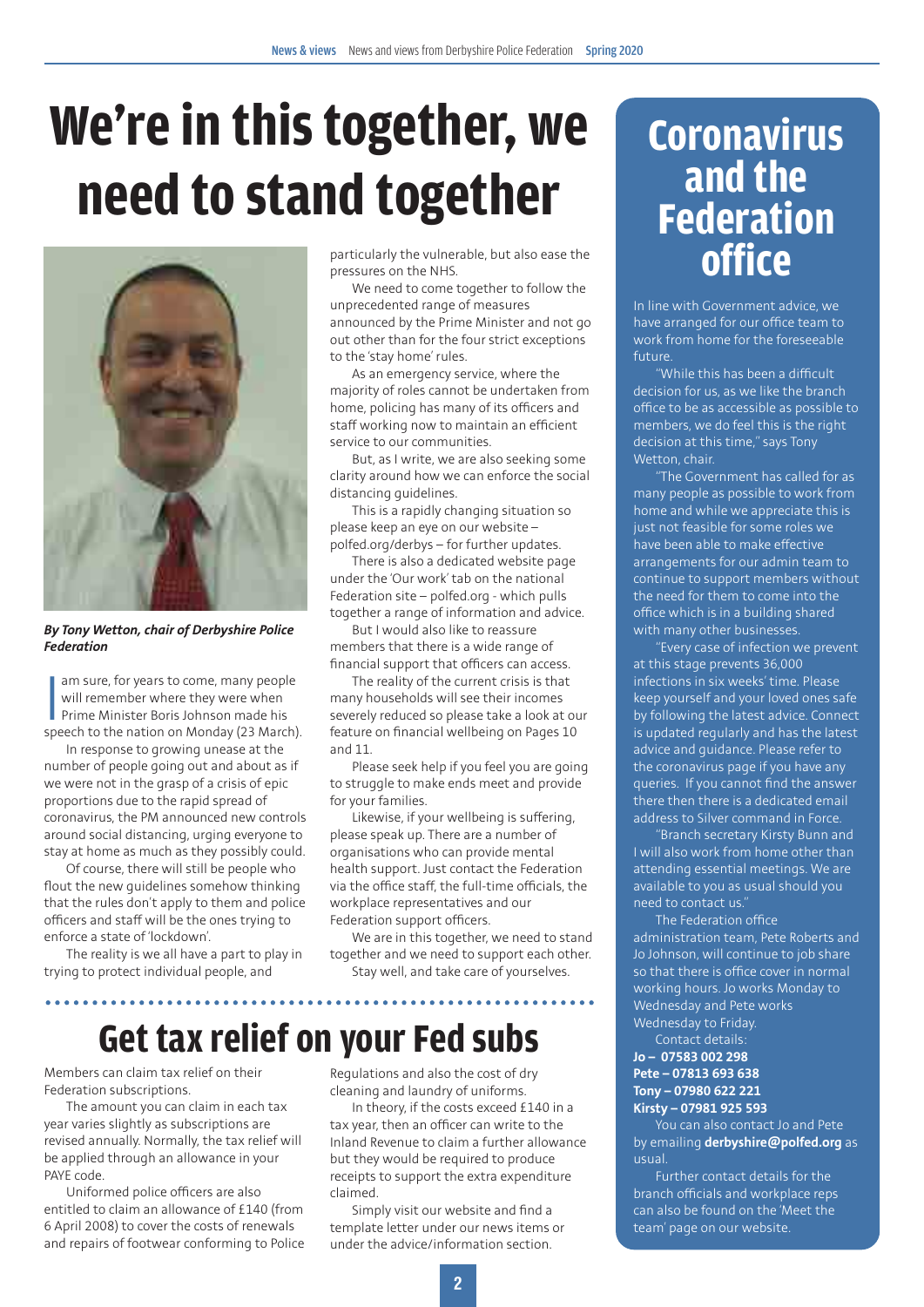# We're in this together, we need to stand together

*By Tony Wetton, chair of Derbyshire Police Federation*

I am sure, for years to come, many people will remember where they were when Prime Minister Boris Johnson made his speech to the nation on Monday (23 March).

In response to growing unease at the number of people going out and about as if we were not in the grasp of a crisis of epic proportions due to the rapid spread of coronavirus, the PM announced new controls around social distancing, urging everyone to stay at home as much as they possibly could.

Of course, there will still be people who flout the new guidelines somehow thinking that the rules don't apply to them and police officers and staff will be the ones trying to enforce a state of 'lockdown'.

The reality is we all have a part to play in trying to protect individual people, and particularly the vulnerable, but also ease the pressures on the NHS.

We need to come together to follow the unprecedented range of measures announced by the Prime Minister and not go out other than for the four strict exceptions to the 'stay home' rules.

As an emergency service, where the majority of roles cannot be undertaken from home, policing has many of its officers and staff working now to maintain an efficient service to our communities.

But, as I write, we are also seeking some clarity around how we can enforce the social distancing guidelines.

This is a rapidly changing situation so please keep an eye on our website – polfed.org/derbys – for further updates.

There is also a dedicated website page under the 'Our work' tab on the national Federation site – polfed.org - which pulls together a range of information and advice.

But I would also like to reassure members that there is a wide range of financial support that officers can access.

The reality of the current crisis is that many households will see their incomes severely reduced so please take a look at our feature on financial wellbeing on Pages 10 and 11.

Please seek help if you feel you are going to struggle to make ends meet and provide for your families.

Likewise, if your wellbeing is suffering, please speak up. There are a number of organisations who can provide mental health support. Just contact the Federation via the office staff, the full-time officials, the workplace representatives and our Federation support officers.

We are in this together, we need to stand together and we need to support each other.

Stay well, and take care of yourselves.

# Get tax relief on your Fed subs

Members can claim tax relief on their Federation subscriptions.

The amount you can claim in each tax year varies slightly as subscriptions are revised annually. Normally, the tax relief will be applied through an allowance in your PAYE code.

Uniformed police officers are also entitled to claim an allowance of £140 (from 6 April 2008) to cover the costs of renewals and repairs of footwear conforming to Police Regulations and also the cost of dry cleaning and laundry of uniforms.

In theory, if the costs exceed £140 in a tax year, then an officer can write to the Inland Revenue to claim a further allowance but they would be required to produce receipts to support the extra expenditure claimed.

Simply visit our website and find a template letter under our news items or under the advice/information section.

# Coronavirus and the Federation office

In line with Government advice, we have arranged for our office team to work from home for the foreseeable future.

"While this has been a difficult decision for us, as we like the branch office to be as accessible as possible to members, we do feel this is the right decision at this time," says Tony Wetton, chair.

"The Government has called for as many people as possible to work from home and while we appreciate this is just not feasible for some roles we have been able to make effective arrangements for our admin team to continue to support members without the need for them to come into the office which is in a building shared with many other businesses.

"Every case of infection we prevent at this stage prevents 36,000 infections in six weeks' time. Please keep yourself and your loved ones safe by following the latest advice. Connect is updated regularly and has the latest advice and guidance. Please refer to the coronavirus page if you have any queries. If you cannot find the answer there then there is a dedicated email address to Silver command in Force.

"Branch secretary Kirsty Bunn and I will also work from home other than attending essential meetings. We are available to you as usual should you need to contact us."

The Federation office administration team, Pete Roberts and Jo Johnson, will continue to job share so that there is office cover in normal working hours. Jo works Monday to Wednesday and Pete works Wednesday to Friday.

Contact details:

**Jo – 07583 002 298**
**Pete – 07813 693 638**
**Tony – 07980 622 221**
**Kirsty – 07981 925 593**

You can also contact Jo and Pete by emailing **derbyshire@polfed.org** as usual.

Further contact details for the branch officials and workplace reps can also be found on the 'Meet the team' page on our website.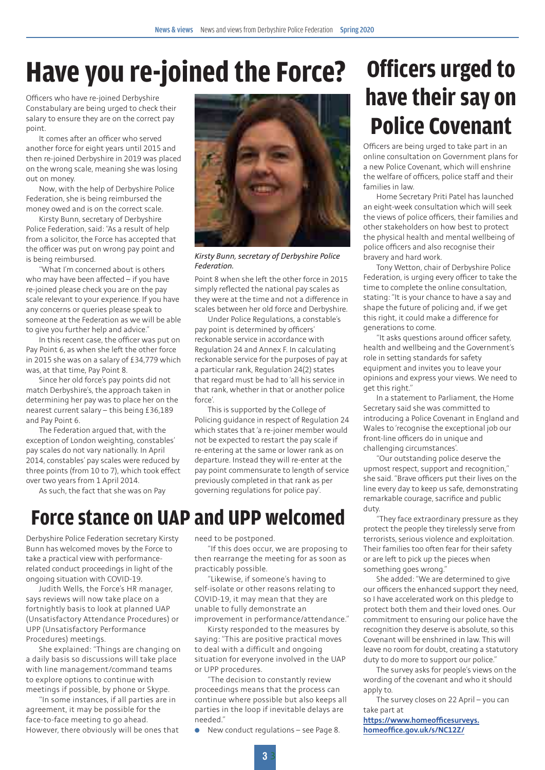# Have you re-joined the Force?

Officers who have re-joined Derbyshire Constabulary are being urged to check their salary to ensure they are on the correct pay point.

It comes after an officer who served another force for eight years until 2015 and then re-joined Derbyshire in 2019 was placed on the wrong scale, meaning she was losing out on money.

Now, with the help of Derbyshire Police Federation, she is being reimbursed the money owed and is on the correct scale.

Kirsty Bunn, secretary of Derbyshire Police Federation, said: "As a result of help from a solicitor, the Force has accepted that the officer was put on wrong pay point and is being reimbursed.

"What I'm concerned about is others who may have been affected – if you have re-joined please check you are on the pay scale relevant to your experience. If you have any concerns or queries please speak to someone at the Federation as we will be able to give you further help and advice."

In this recent case, the officer was put on Pay Point 6, as when she left the other force in 2015 she was on a salary of £34,779 which was, at that time, Pay Point 8.

Since her old force's pay points did not match Derbyshire's, the approach taken in determining her pay was to place her on the nearest current salary – this being £36,189 and Pay Point 6.

The Federation argued that, with the exception of London weighting, constables' pay scales do not vary nationally. In April 2014, constables' pay scales were reduced by three points (from 10 to 7), which took effect over two years from 1 April 2014.

As such, the fact that she was on Pay Point 8 when she left the other force in 2015 simply reflected the national pay scales as they were at the time and not a difference in scales between her old force and Derbyshire.

Under Police Regulations, a constable's pay point is determined by officers' reckonable service in accordance with Regulation 24 and Annex F. In calculating reckonable service for the purposes of pay at a particular rank, Regulation 24(2) states that regard must be had to 'all his service in that rank, whether in that or another police force'.

This is supported by the College of Policing guidance in respect of Regulation 24 which states that 'a re-joiner member would not be expected to restart the pay scale if re-entering at the same or lower rank as on departure. Instead they will re-enter at the pay point commensurate to length of service previously completed in that rank as per governing regulations for police pay'.

*Kirsty Bunn, secretary of Derbyshire Police Federation.*

# Force stance on UAP and UPP welcomed

Derbyshire Police Federation secretary Kirsty Bunn has welcomed moves by the Force to take a practical view with performance-related conduct proceedings in light of the ongoing situation with COVID-19.

Judith Wells, the Force's HR manager, says reviews will now take place on a fortnightly basis to look at planned UAP (Unsatisfactory Attendance Procedures) or UPP (Unsatisfactory Performance Procedures) meetings.

She explained: "Things are changing on a daily basis so discussions will take place with line management/command teams to explore options to continue with meetings if possible, by phone or Skype.

"In some instances, if all parties are in agreement, it may be possible for the face-to-face meeting to go ahead. However, there obviously will be ones that need to be postponed.

"If this does occur, we are proposing to then rearrange the meeting for as soon as practicably possible.

"Likewise, if someone's having to self-isolate or other reasons relating to COVID-19, it may mean that they are unable to fully demonstrate an improvement in performance/attendance."

Kirsty responded to the measures by saying: "This are positive practical moves to deal with a difficult and ongoing situation for everyone involved in the UAP or UPP procedures.

"The decision to constantly review proceedings means that the process can continue where possible but also keeps all parties in the loop if inevitable delays are needed."

- New conduct regulations – see Page 8.

# Officers urged to have their say on Police Covenant

Officers are being urged to take part in an online consultation on Government plans for a new Police Covenant, which will enshrine the welfare of officers, police staff and their families in law.

Home Secretary Priti Patel has launched an eight-week consultation which will seek the views of police officers, their families and other stakeholders on how best to protect the physical health and mental wellbeing of police officers and also recognise their bravery and hard work.

Tony Wetton, chair of Derbyshire Police Federation, is urging every officer to take the time to complete the online consultation, stating: "It is your chance to have a say and shape the future of policing and, if we get this right, it could make a difference for generations to come.

"It asks questions around officer safety, health and wellbeing and the Government's role in setting standards for safety equipment and invites you to leave your opinions and express your views. We need to get this right."

In a statement to Parliament, the Home Secretary said she was committed to introducing a Police Covenant in England and Wales to 'recognise the exceptional job our front-line officers do in unique and challenging circumstances'.

"Our outstanding police deserve the upmost respect, support and recognition," she said. "Brave officers put their lives on the line every day to keep us safe, demonstrating remarkable courage, sacrifice and public duty.

"They face extraordinary pressure as they protect the people they tirelessly serve from terrorists, serious violence and exploitation. Their families too often fear for their safety or are left to pick up the pieces when something goes wrong."

She added: "We are determined to give our officers the enhanced support they need, so I have accelerated work on this pledge to protect both them and their loved ones. Our commitment to ensuring our police have the recognition they deserve is absolute, so this Covenant will be enshrined in law. This will leave no room for doubt, creating a statutory duty to do more to support our police."

The survey asks for people's views on the wording of the covenant and who it should apply to.

The survey closes on 22 April – you can take part at

**https://www.homeofficesurveys.homeoffice.gov.uk/s/NC12Z/**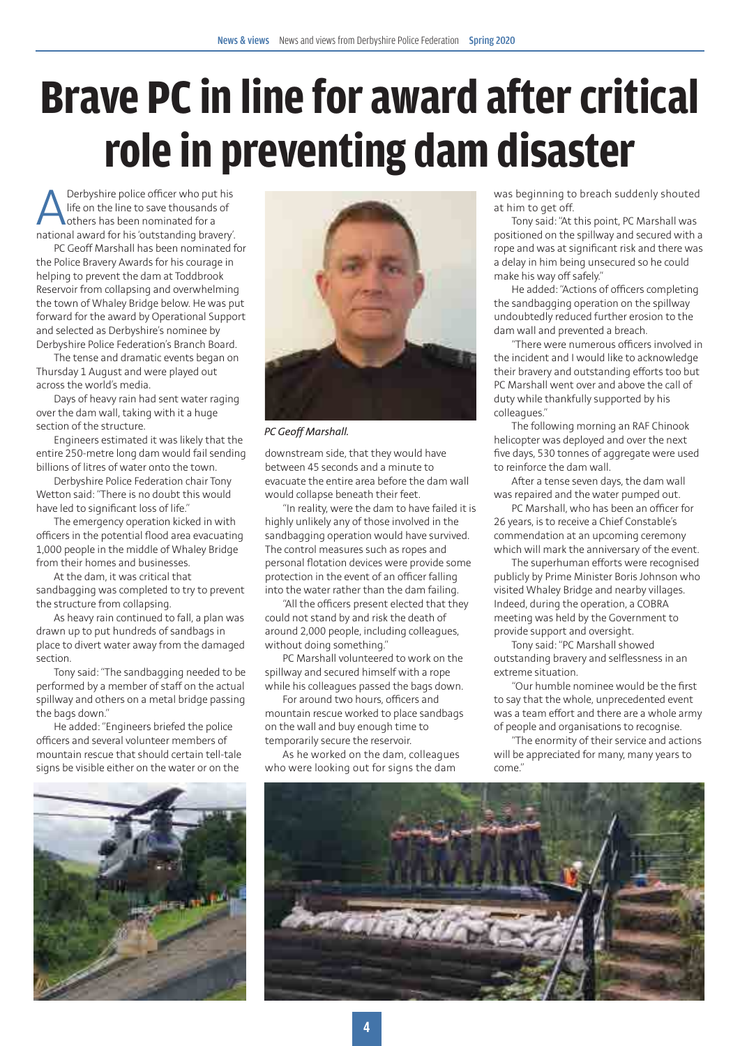# Brave PC in line for award after critical role in preventing dam disaster

A Derbyshire police officer who put his life on the line to save thousands of others has been nominated for a national award for his 'outstanding bravery'.

PC Geoff Marshall has been nominated for the Police Bravery Awards for his courage in helping to prevent the dam at Toddbrook Reservoir from collapsing and overwhelming the town of Whaley Bridge below. He was put forward for the award by Operational Support and selected as Derbyshire's nominee by Derbyshire Police Federation's Branch Board.

The tense and dramatic events began on Thursday 1 August and were played out across the world's media.

Days of heavy rain had sent water raging over the dam wall, taking with it a huge section of the structure.

Engineers estimated it was likely that the entire 250-metre long dam would fail sending billions of litres of water onto the town.

Derbyshire Police Federation chair Tony Wetton said: "There is no doubt this would have led to significant loss of life."

The emergency operation kicked in with officers in the potential flood area evacuating 1,000 people in the middle of Whaley Bridge from their homes and businesses.

At the dam, it was critical that sandbagging was completed to try to prevent the structure from collapsing.

As heavy rain continued to fall, a plan was drawn up to put hundreds of sandbags in place to divert water away from the damaged section.

Tony said: "The sandbagging needed to be performed by a member of staff on the actual spillway and others on a metal bridge passing the bags down."

He added: "Engineers briefed the police officers and several volunteer members of mountain rescue that should certain tell-tale signs be visible either on the water or on the downstream side, that they would have between 45 seconds and a minute to evacuate the entire area before the dam wall would collapse beneath their feet.

"In reality, were the dam to have failed it is highly unlikely any of those involved in the sandbagging operation would have survived. The control measures such as ropes and personal flotation devices were provide some protection in the event of an officer falling into the water rather than the dam failing.

"All the officers present elected that they could not stand by and risk the death of around 2,000 people, including colleagues, without doing something."

PC Marshall volunteered to work on the spillway and secured himself with a rope while his colleagues passed the bags down.

For around two hours, officers and mountain rescue worked to place sandbags on the wall and buy enough time to temporarily secure the reservoir.

As he worked on the dam, colleagues who were looking out for signs the dam was beginning to breach suddenly shouted at him to get off.

Tony said: "At this point, PC Marshall was positioned on the spillway and secured with a rope and was at significant risk and there was a delay in him being unsecured so he could make his way off safely."

He added: "Actions of officers completing the sandbagging operation on the spillway undoubtedly reduced further erosion to the dam wall and prevented a breach.

"There were numerous officers involved in the incident and I would like to acknowledge their bravery and outstanding efforts too but PC Marshall went over and above the call of duty while thankfully supported by his colleagues."

The following morning an RAF Chinook helicopter was deployed and over the next five days, 530 tonnes of aggregate were used to reinforce the dam wall.

After a tense seven days, the dam wall was repaired and the water pumped out.

PC Marshall, who has been an officer for 26 years, is to receive a Chief Constable's commendation at an upcoming ceremony which will mark the anniversary of the event.

The superhuman efforts were recognised publicly by Prime Minister Boris Johnson who visited Whaley Bridge and nearby villages. Indeed, during the operation, a COBRA meeting was held by the Government to provide support and oversight.

Tony said: "PC Marshall showed outstanding bravery and selflessness in an extreme situation.

"Our humble nominee would be the first to say that the whole, unprecedented event was a team effort and there are a whole army of people and organisations to recognise.

"The enormity of their service and actions will be appreciated for many, many years to come."

*PC Geoff Marshall.*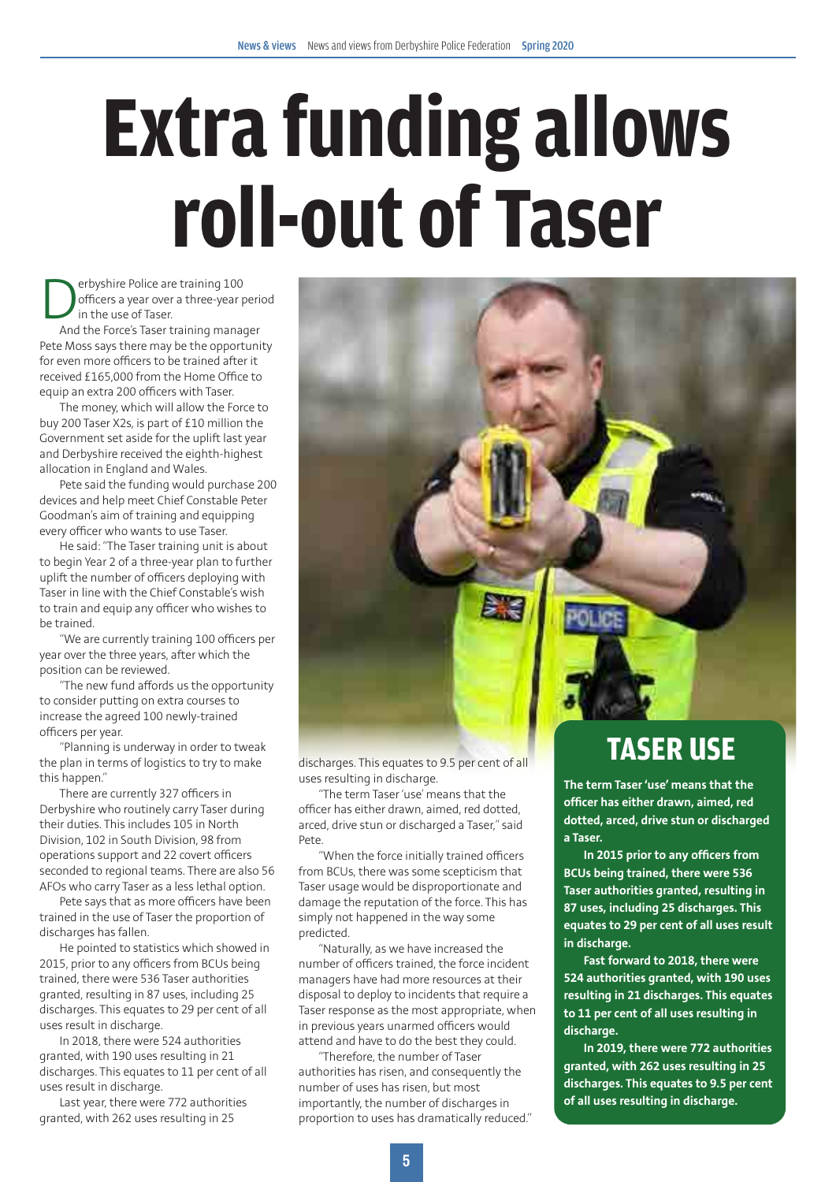# Extra funding allows roll-out of Taser

Derbyshire Police are training 100 officers a year over a three-year period in the use of Taser.

And the Force's Taser training manager Pete Moss says there may be the opportunity for even more officers to be trained after it received £165,000 from the Home Office to equip an extra 200 officers with Taser.

The money, which will allow the Force to buy 200 Taser X2s, is part of £10 million the Government set aside for the uplift last year and Derbyshire received the eighth-highest allocation in England and Wales.

Pete said the funding would purchase 200 devices and help meet Chief Constable Peter Goodman's aim of training and equipping every officer who wants to use Taser.

He said: "The Taser training unit is about to begin Year 2 of a three-year plan to further uplift the number of officers deploying with Taser in line with the Chief Constable's wish to train and equip any officer who wishes to be trained.

"We are currently training 100 officers per year over the three years, after which the position can be reviewed.

"The new fund affords us the opportunity to consider putting on extra courses to increase the agreed 100 newly-trained officers per year.

"Planning is underway in order to tweak the plan in terms of logistics to try to make this happen."

There are currently 327 officers in Derbyshire who routinely carry Taser during their duties. This includes 105 in North Division, 102 in South Division, 98 from operations support and 22 covert officers seconded to regional teams. There are also 56 AFOs who carry Taser as a less lethal option.

Pete says that as more officers have been trained in the use of Taser the proportion of discharges has fallen.

He pointed to statistics which showed in 2015, prior to any officers from BCUs being trained, there were 536 Taser authorities granted, resulting in 87 uses, including 25 discharges. This equates to 29 per cent of all uses result in discharge.

In 2018, there were 524 authorities granted, with 190 uses resulting in 21 discharges. This equates to 11 per cent of all uses result in discharge.

Last year, there were 772 authorities granted, with 262 uses resulting in 25 discharges. This equates to 9.5 per cent of all uses resulting in discharge.

"The term Taser 'use' means that the officer has either drawn, aimed, red dotted, arced, drive stun or discharged a Taser," said Pete.

"When the force initially trained officers from BCUs, there was some scepticism that Taser usage would be disproportionate and damage the reputation of the force. This has simply not happened in the way some predicted.

"Naturally, as we have increased the number of officers trained, the force incident managers have had more resources at their disposal to deploy to incidents that require a Taser response as the most appropriate, when in previous years unarmed officers would attend and have to do the best they could.

"Therefore, the number of Taser authorities has risen, and consequently the number of uses has risen, but most importantly, the number of discharges in proportion to uses has dramatically reduced."

## TASER USE

**The term Taser 'use' means that the officer has either drawn, aimed, red dotted, arced, drive stun or discharged a Taser.**

**In 2015 prior to any officers from BCUs being trained, there were 536 Taser authorities granted, resulting in 87 uses, including 25 discharges. This equates to 29 per cent of all uses result in discharge.**

**Fast forward to 2018, there were 524 authorities granted, with 190 uses resulting in 21 discharges. This equates to 11 per cent of all uses resulting in discharge.**

**In 2019, there were 772 authorities granted, with 262 uses resulting in 25 discharges. This equates to 9.5 per cent of all uses resulting in discharge.**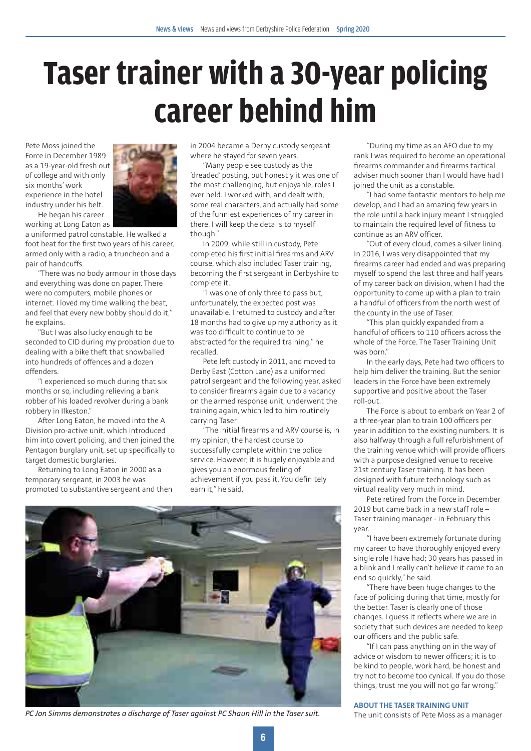# Taser trainer with a 30-year policing career behind him

Pete Moss joined the Force in December 1989 as a 19-year-old fresh out of college and with only six months' work experience in the hotel industry under his belt.

He began his career working at Long Eaton as a uniformed patrol constable. He walked a foot beat for the first two years of his career, armed only with a radio, a truncheon and a pair of handcuffs.

"There was no body armour in those days and everything was done on paper. There were no computers, mobile phones or internet. I loved my time walking the beat, and feel that every new bobby should do it," he explains.

"But I was also lucky enough to be seconded to CID during my probation due to dealing with a bike theft that snowballed into hundreds of offences and a dozen offenders.

"I experienced so much during that six months or so, including relieving a bank robber of his loaded revolver during a bank robbery in Ilkeston."

After Long Eaton, he moved into the A Division pro-active unit, which introduced him into covert policing, and then joined the Pentagon burglary unit, set up specifically to target domestic burglaries.

Returning to Long Eaton in 2000 as a temporary sergeant, in 2003 he was promoted to substantive sergeant and then in 2004 became a Derby custody sergeant where he stayed for seven years.

"Many people see custody as the 'dreaded' posting, but honestly it was one of the most challenging, but enjoyable, roles I ever held. I worked with, and dealt with, some real characters, and actually had some of the funniest experiences of my career in there. I will keep the details to myself though."

In 2009, while still in custody, Pete completed his first initial firearms and ARV course, which also included Taser training, becoming the first sergeant in Derbyshire to complete it.

"I was one of only three to pass but, unfortunately, the expected post was unavailable. I returned to custody and after 18 months had to give up my authority as it was too difficult to continue to be abstracted for the required training," he recalled.

Pete left custody in 2011, and moved to Derby East (Cotton Lane) as a uniformed patrol sergeant and the following year, asked to consider firearms again due to a vacancy on the armed response unit, underwent the training again, which led to him routinely carrying Taser

"The initial firearms and ARV course is, in my opinion, the hardest course to successfully complete within the police service. However, it is hugely enjoyable and gives you an enormous feeling of achievement if you pass it. You definitely earn it," he said.

*PC Jon Simms demonstrates a discharge of Taser against PC Shaun Hill in the Taser suit.*

"During my time as an AFO due to my rank I was required to become an operational firearms commander and firearms tactical adviser much sooner than I would have had I joined the unit as a constable.

"I had some fantastic mentors to help me develop, and I had an amazing few years in the role until a back injury meant I struggled to maintain the required level of fitness to continue as an ARV officer.

"Out of every cloud, comes a silver lining. In 2016, I was very disappointed that my firearms career had ended and was preparing myself to spend the last three and half years of my career back on division, when I had the opportunity to come up with a plan to train a handful of officers from the north west of the county in the use of Taser.

"This plan quickly expanded from a handful of officers to 110 officers across the whole of the Force. The Taser Training Unit was born."

In the early days, Pete had two officers to help him deliver the training. But the senior leaders in the Force have been extremely supportive and positive about the Taser roll-out.

The Force is about to embark on Year 2 of a three-year plan to train 100 officers per year in addition to the existing numbers. It is also halfway through a full refurbishment of the training venue which will provide officers with a purpose designed venue to receive 21st century Taser training. It has been designed with future technology such as virtual reality very much in mind.

Pete retired from the Force in December 2019 but came back in a new staff role – Taser training manager - in February this year.

"I have been extremely fortunate during my career to have thoroughly enjoyed every single role I have had; 30 years has passed in a blink and I really can't believe it came to an end so quickly," he said.

"There have been huge changes to the face of policing during that time, mostly for the better. Taser is clearly one of those changes. I guess it reflects where we are in society that such devices are needed to keep our officers and the public safe.

"If I can pass anything on in the way of advice or wisdom to newer officers; it is to be kind to people, work hard, be honest and try not to become too cynical. If you do those things, trust me you will not go far wrong."

**ABOUT THE TASER TRAINING UNIT**

The unit consists of Pete Moss as a manager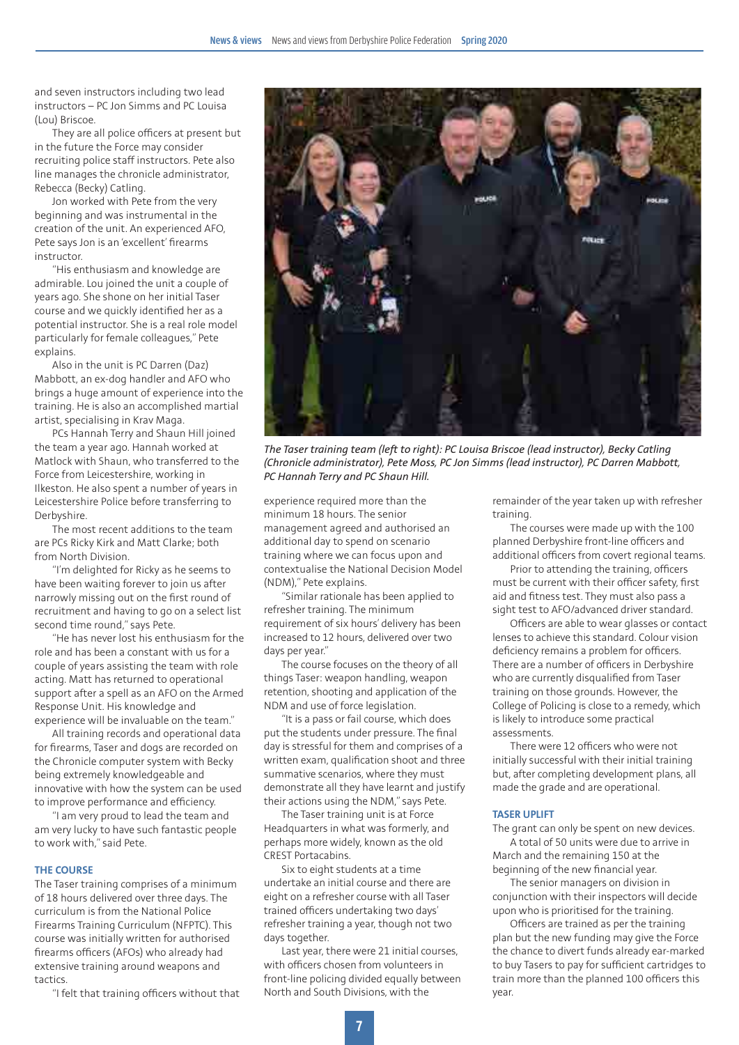and seven instructors including two lead instructors – PC Jon Simms and PC Louisa (Lou) Briscoe.

They are all police officers at present but in the future the Force may consider recruiting police staff instructors. Pete also line manages the chronicle administrator, Rebecca (Becky) Catling.

Jon worked with Pete from the very beginning and was instrumental in the creation of the unit. An experienced AFO, Pete says Jon is an 'excellent' firearms instructor.

"His enthusiasm and knowledge are admirable. Lou joined the unit a couple of years ago. She shone on her initial Taser course and we quickly identified her as a potential instructor. She is a real role model particularly for female colleagues," Pete explains.

Also in the unit is PC Darren (Daz) Mabbott, an ex-dog handler and AFO who brings a huge amount of experience into the training. He is also an accomplished martial artist, specialising in Krav Maga.

PCs Hannah Terry and Shaun Hill joined the team a year ago. Hannah worked at Matlock with Shaun, who transferred to the Force from Leicestershire, working in Ilkeston. He also spent a number of years in Leicestershire Police before transferring to Derbyshire.

The most recent additions to the team are PCs Ricky Kirk and Matt Clarke; both from North Division.

"I'm delighted for Ricky as he seems to have been waiting forever to join us after narrowly missing out on the first round of recruitment and having to go on a select list second time round," says Pete.

"He has never lost his enthusiasm for the role and has been a constant with us for a couple of years assisting the team with role acting. Matt has returned to operational support after a spell as an AFO on the Armed Response Unit. His knowledge and experience will be invaluable on the team."

All training records and operational data for firearms, Taser and dogs are recorded on the Chronicle computer system with Becky being extremely knowledgeable and innovative with how the system can be used to improve performance and efficiency.

"I am very proud to lead the team and am very lucky to have such fantastic people to work with," said Pete.

*The Taser training team (left to right): PC Louisa Briscoe (lead instructor), Becky Catling (Chronicle administrator), Pete Moss, PC Jon Simms (lead instructor), PC Darren Mabbott, PC Hannah Terry and PC Shaun Hill.*

### THE COURSE

The Taser training comprises of a minimum of 18 hours delivered over three days. The curriculum is from the National Police Firearms Training Curriculum (NFPTC). This course was initially written for authorised firearms officers (AFOs) who already had extensive training around weapons and tactics.

"I felt that training officers without that experience required more than the minimum 18 hours. The senior management agreed and authorised an additional day to spend on scenario training where we can focus upon and contextualise the National Decision Model (NDM)," Pete explains.

"Similar rationale has been applied to refresher training. The minimum requirement of six hours' delivery has been increased to 12 hours, delivered over two days per year."

The course focuses on the theory of all things Taser: weapon handling, weapon retention, shooting and application of the NDM and use of force legislation.

"It is a pass or fail course, which does put the students under pressure. The final day is stressful for them and comprises of a written exam, qualification shoot and three summative scenarios, where they must demonstrate all they have learnt and justify their actions using the NDM," says Pete.

The Taser training unit is at Force Headquarters in what was formerly, and perhaps more widely, known as the old CREST Portacabins.

Six to eight students at a time undertake an initial course and there are eight on a refresher course with all Taser trained officers undertaking two days' refresher training a year, though not two days together.

Last year, there were 21 initial courses, with officers chosen from volunteers in front-line policing divided equally between North and South Divisions, with the remainder of the year taken up with refresher training.

The courses were made up with the 100 planned Derbyshire front-line officers and additional officers from covert regional teams.

Prior to attending the training, officers must be current with their officer safety, first aid and fitness test. They must also pass a sight test to AFO/advanced driver standard.

Officers are able to wear glasses or contact lenses to achieve this standard. Colour vision deficiency remains a problem for officers. There are a number of officers in Derbyshire who are currently disqualified from Taser training on those grounds. However, the College of Policing is close to a remedy, which is likely to introduce some practical assessments.

There were 12 officers who were not initially successful with their initial training but, after completing development plans, all made the grade and are operational.

### TASER UPLIFT

The grant can only be spent on new devices.

A total of 50 units were due to arrive in March and the remaining 150 at the beginning of the new financial year.

The senior managers on division in conjunction with their inspectors will decide upon who is prioritised for the training.

Officers are trained as per the training plan but the new funding may give the Force the chance to divert funds already ear-marked to buy Tasers to pay for sufficient cartridges to train more than the planned 100 officers this year.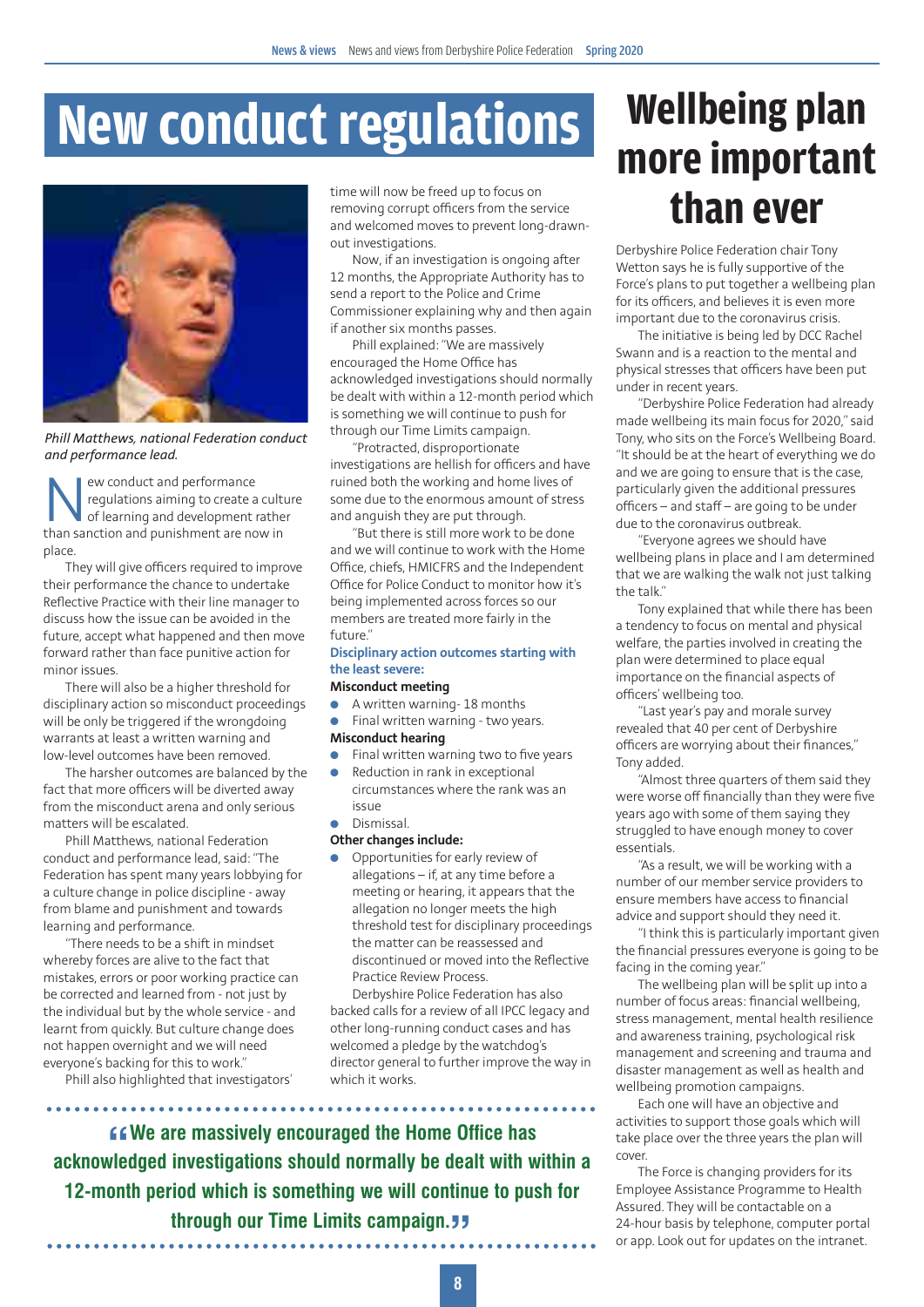# New conduct regulations

*Phill Matthews, national Federation conduct and performance lead.*

New conduct and performance regulations aiming to create a culture of learning and development rather than sanction and punishment are now in place.

They will give officers required to improve their performance the chance to undertake Reflective Practice with their line manager to discuss how the issue can be avoided in the future, accept what happened and then move forward rather than face punitive action for minor issues.

There will also be a higher threshold for disciplinary action so misconduct proceedings will be only be triggered if the wrongdoing warrants at least a written warning and low-level outcomes have been removed.

The harsher outcomes are balanced by the fact that more officers will be diverted away from the misconduct arena and only serious matters will be escalated.

Phill Matthews, national Federation conduct and performance lead, said: "The Federation has spent many years lobbying for a culture change in police discipline - away from blame and punishment and towards learning and performance.

"There needs to be a shift in mindset whereby forces are alive to the fact that mistakes, errors or poor working practice can be corrected and learned from - not just by the individual but by the whole service - and learnt from quickly. But culture change does not happen overnight and we will need everyone's backing for this to work."

Phill also highlighted that investigators' time will now be freed up to focus on removing corrupt officers from the service and welcomed moves to prevent long-drawn-out investigations.

Now, if an investigation is ongoing after 12 months, the Appropriate Authority has to send a report to the Police and Crime Commissioner explaining why and then again if another six months passes.

Phill explained: "We are massively encouraged the Home Office has acknowledged investigations should normally be dealt with within a 12-month period which is something we will continue to push for through our Time Limits campaign.

"Protracted, disproportionate investigations are hellish for officers and have ruined both the working and home lives of some due to the enormous amount of stress and anguish they are put through.

"But there is still more work to be done and we will continue to work with the Home Office, chiefs, HMICFRS and the Independent Office for Police Conduct to monitor how it's being implemented across forces so our members are treated more fairly in the future."

### Disciplinary action outcomes starting with the least severe:

**Misconduct meeting**

- A written warning- 18 months
- Final written warning - two years.

**Misconduct hearing**

- Final written warning two to five years
- Reduction in rank in exceptional circumstances where the rank was an issue
- Dismissal.

**Other changes include:**

- Opportunities for early review of allegations – if, at any time before a meeting or hearing, it appears that the allegation no longer meets the high threshold test for disciplinary proceedings the matter can be reassessed and discontinued or moved into the Reflective Practice Review Process.

Derbyshire Police Federation has also backed calls for a review of all IPCC legacy and other long-running conduct cases and has welcomed a pledge by the watchdog's director general to further improve the way in which it works.

> **"We are massively encouraged the Home Office has acknowledged investigations should normally be dealt with within a 12-month period which is something we will continue to push for through our Time Limits campaign."**

# Wellbeing plan more important than ever

Derbyshire Police Federation chair Tony Wetton says he is fully supportive of the Force's plans to put together a wellbeing plan for its officers, and believes it is even more important due to the coronavirus crisis.

The initiative is being led by DCC Rachel Swann and is a reaction to the mental and physical stresses that officers have been put under in recent years.

"Derbyshire Police Federation had already made wellbeing its main focus for 2020," said Tony, who sits on the Force's Wellbeing Board. "It should be at the heart of everything we do and we are going to ensure that is the case, particularly given the additional pressures officers – and staff – are going to be under due to the coronavirus outbreak.

"Everyone agrees we should have wellbeing plans in place and I am determined that we are walking the walk not just talking the talk."

Tony explained that while there has been a tendency to focus on mental and physical welfare, the parties involved in creating the plan were determined to place equal importance on the financial aspects of officers' wellbeing too.

"Last year's pay and morale survey revealed that 40 per cent of Derbyshire officers are worrying about their finances," Tony added.

"Almost three quarters of them said they were worse off financially than they were five years ago with some of them saying they struggled to have enough money to cover essentials.

"As a result, we will be working with a number of our member service providers to ensure members have access to financial advice and support should they need it.

"I think this is particularly important given the financial pressures everyone is going to be facing in the coming year."

The wellbeing plan will be split up into a number of focus areas: financial wellbeing, stress management, mental health resilience and awareness training, psychological risk management and screening and trauma and disaster management as well as health and wellbeing promotion campaigns.

Each one will have an objective and activities to support those goals which will take place over the three years the plan will cover.

The Force is changing providers for its Employee Assistance Programme to Health Assured. They will be contactable on a 24-hour basis by telephone, computer portal or app. Look out for updates on the intranet.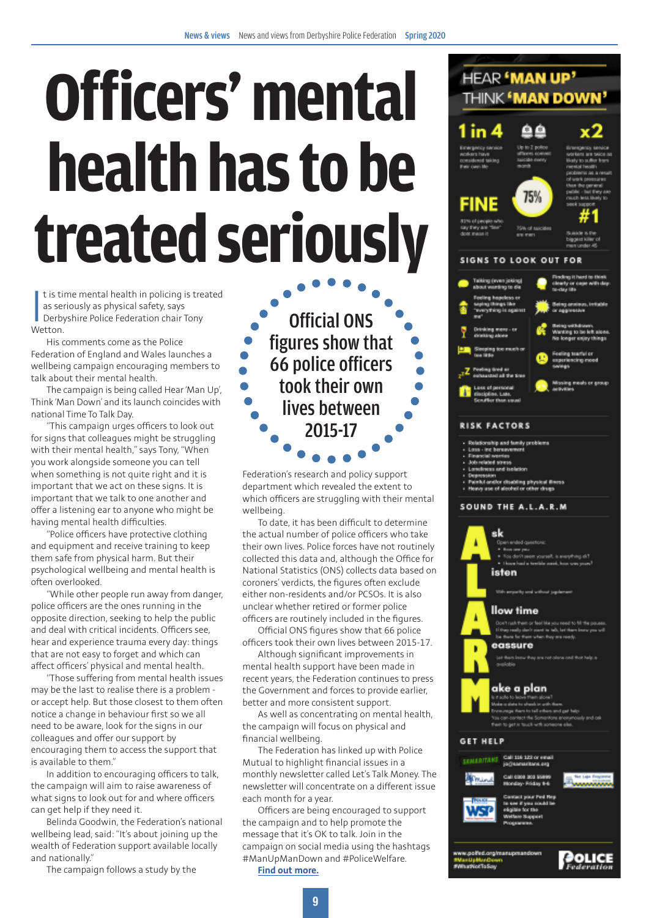# Officers' mental health has to be treated seriously

It is time mental health in policing is treated as seriously as physical safety, says Derbyshire Police Federation chair Tony Wetton.

His comments come as the Police Federation of England and Wales launches a wellbeing campaign encouraging members to talk about their mental health.

The campaign is being called Hear 'Man Up', Think 'Man Down' and its launch coincides with national Time To Talk Day.

"This campaign urges officers to look out for signs that colleagues might be struggling with their mental health," says Tony, "When you work alongside someone you can tell when something is not quite right and it is important that we act on these signs. It is important that we talk to one another and offer a listening ear to anyone who might be having mental health difficulties.

"Police officers have protective clothing and equipment and receive training to keep them safe from physical harm. But their psychological wellbeing and mental health is often overlooked.

"While other people run away from danger, police officers are the ones running in the opposite direction, seeking to help the public and deal with critical incidents. Officers see, hear and experience trauma every day: things that are not easy to forget and which can affect officers' physical and mental health.

"Those suffering from mental health issues may be the last to realise there is a problem - or accept help. But those closest to them often notice a change in behaviour first so we all need to be aware, look for the signs in our colleagues and offer our support by encouraging them to access the support that is available to them."

In addition to encouraging officers to talk, the campaign will aim to raise awareness of what signs to look out for and where officers can get help if they need it.

Belinda Goodwin, the Federation's national wellbeing lead, said: "It's about joining up the wealth of Federation support available locally and nationally."

The campaign follows a study by the Federation's research and policy support department which revealed the extent to which officers are struggling with their mental wellbeing.

> Official ONS figures show that 66 police officers took their own lives between 2015-17

To date, it has been difficult to determine the actual number of police officers who take their own lives. Police forces have not routinely collected this data and, although the Office for National Statistics (ONS) collects data based on coroners' verdicts, the figures often exclude either non-residents and/or PCSOs. It is also unclear whether retired or former police officers are routinely included in the figures.

Official ONS figures show that 66 police officers took their own lives between 2015-17.

Although significant improvements in mental health support have been made in recent years, the Federation continues to press the Government and forces to provide earlier, better and more consistent support.

As well as concentrating on mental health, the campaign will focus on physical and financial wellbeing.

The Federation has linked up with Police Mutual to highlight financial issues in a monthly newsletter called Let's Talk Money. The newsletter will concentrate on a different issue each month for a year.

Officers are being encouraged to support the campaign and to help promote the message that it's OK to talk. Join in the campaign on social media using the hashtags #ManUpManDown and #PoliceWelfare.

Find out more.

## HEAR 'MAN UP' THINK 'MAN DOWN'

- **1 in 4** Emergency service workers have considered taking their own life
- Up to 2 police officers commit suicide every month
- **x2** Emergency service workers are twice as likely to suffer from mental health problems as a result of work pressures than the general public - but they are much less likely to seek support
- **FINE** 81% of people who say they are "fine" don't mean it
- **75%** 75% of suicides are men
- **#1** Suicide is the biggest killer of men under 45

### SIGNS TO LOOK OUT FOR

- Talking (even joking) about wanting to die
- Finding it hard to think clearly or cope with day-to-day life
- Feeling hopeless or saying things like "everything is against me"
- Being anxious, irritable or aggressive
- Drinking more - or drinking alone
- Being withdrawn. Wanting to be left alone. No longer enjoy things
- Sleeping too much or too little
- Feeling tearful or experiencing mood swings
- Feeling tired or exhausted all the time
- Missing meals or group activities
- Loss of personal discipline. Late. Scruffier than usual

### RISK FACTORS

- Relationship and family problems
- Loss - inc bereavement
- Financial worries
- Job related stress
- Loneliness and isolation
- Depression
- Painful and/or disabling physical illness
- Heavy use of alcohol or other drugs

### SOUND THE A.L.A.R.M

**A**sk – Open ended questions:
- How are you
- You don't seem yourself, is everything ok?
- I hear you had a terrible week, how was yours?

**L**isten – With empathy and without judgement

**A**llow time – Don't rush them or feel like you need to fill the pauses. If they really don't want to talk, let them know you will be there for them when they are ready.

**R**eassure – Let them know they are not alone and that help is available

**M**ake a plan – Is it safe to leave them alone? Make a date to check in with them. Encourage them to tell others and get help. You can contact the Samaritans anonymously and ask them to get in touch with someone else.

### GET HELP

- Samaritans – Call 116 123 or email jo@samaritans.org
- Mind – Call 0300 303 5999 Monday - Friday 9-6
- Contact your Fed Rep to see if you could be eligible for the Welfare Support Programme.

www.polfed.org/manupmandown
#ManUpManDown
#WhatNotToSay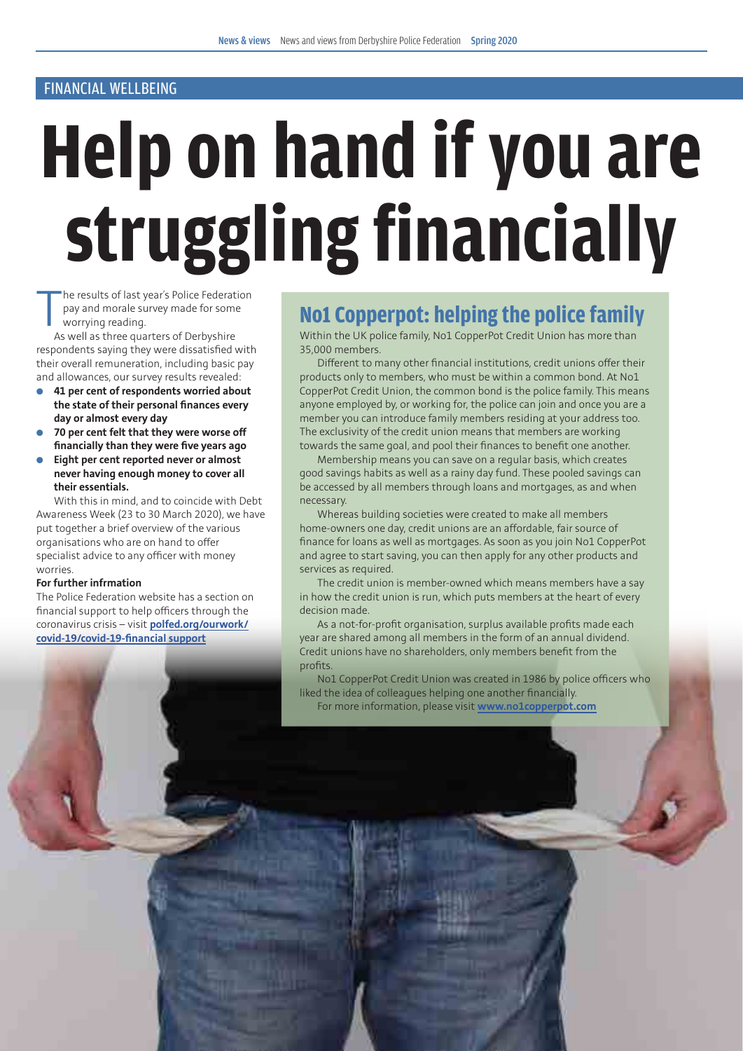FINANCIAL WELLBEING

# Help on hand if you are struggling financially

The results of last year's Police Federation pay and morale survey made for some worrying reading.

As well as three quarters of Derbyshire respondents saying they were dissatisfied with their overall remuneration, including basic pay and allowances, our survey results revealed:

- **41 per cent of respondents worried about the state of their personal finances every day or almost every day**
- **70 per cent felt that they were worse off financially than they were five years ago**
- **Eight per cent reported never or almost never having enough money to cover all their essentials.**

With this in mind, and to coincide with Debt Awareness Week (23 to 30 March 2020), we have put together a brief overview of the various organisations who are on hand to offer specialist advice to any officer with money worries.

**For further infrmation**

The Police Federation website has a section on financial support to help officers through the coronavirus crisis – visit **polfed.org/ourwork/covid-19/covid-19-financial support**

## No1 Copperpot: helping the police family

Within the UK police family, No1 CopperPot Credit Union has more than 35,000 members.

Different to many other financial institutions, credit unions offer their products only to members, who must be within a common bond. At No1 CopperPot Credit Union, the common bond is the police family. This means anyone employed by, or working for, the police can join and once you are a member you can introduce family members residing at your address too. The exclusivity of the credit union means that members are working towards the same goal, and pool their finances to benefit one another.

Membership means you can save on a regular basis, which creates good savings habits as well as a rainy day fund. These pooled savings can be accessed by all members through loans and mortgages, as and when necessary.

Whereas building societies were created to make all members home-owners one day, credit unions are an affordable, fair source of finance for loans as well as mortgages. As soon as you join No1 CopperPot and agree to start saving, you can then apply for any other products and services as required.

The credit union is member-owned which means members have a say in how the credit union is run, which puts members at the heart of every decision made.

As a not-for-profit organisation, surplus available profits made each year are shared among all members in the form of an annual dividend. Credit unions have no shareholders, only members benefit from the profits.

No1 CopperPot Credit Union was created in 1986 by police officers who liked the idea of colleagues helping one another financially.

For more information, please visit **www.no1copperpot.com**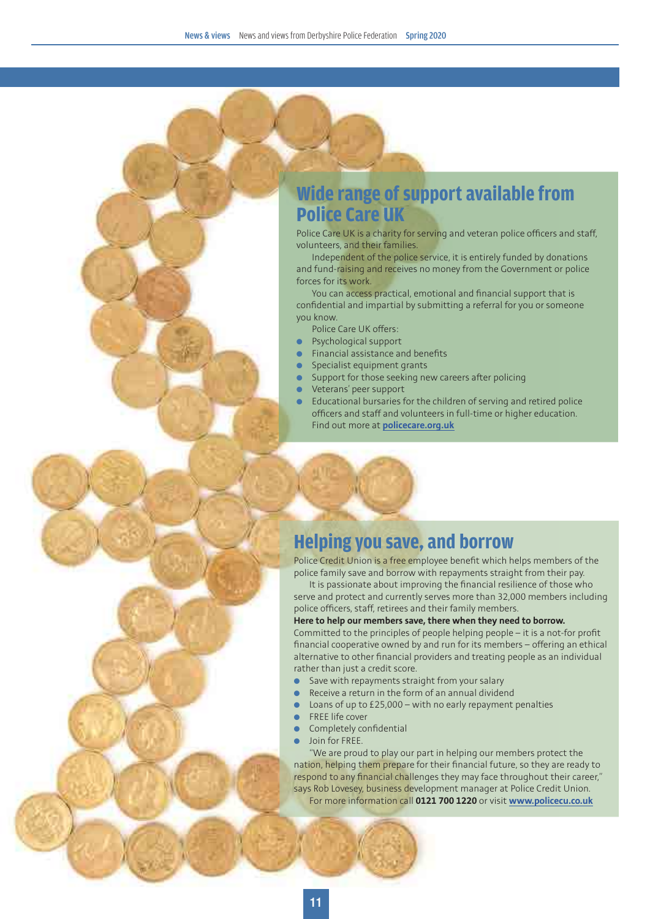## Wide range of support available from Police Care UK

Police Care UK is a charity for serving and veteran police officers and staff, volunteers, and their families.

Independent of the police service, it is entirely funded by donations and fund-raising and receives no money from the Government or police forces for its work.

You can access practical, emotional and financial support that is confidential and impartial by submitting a referral for you or someone you know.

Police Care UK offers:

- Psychological support
- Financial assistance and benefits
- Specialist equipment grants
- Support for those seeking new careers after policing
- Veterans' peer support
- Educational bursaries for the children of serving and retired police officers and staff and volunteers in full-time or higher education. Find out more at **policecare.org.uk**

## Helping you save, and borrow

Police Credit Union is a free employee benefit which helps members of the police family save and borrow with repayments straight from their pay.

It is passionate about improving the financial resilience of those who serve and protect and currently serves more than 32,000 members including police officers, staff, retirees and their family members.

**Here to help our members save, there when they need to borrow.**

Committed to the principles of people helping people – it is a not-for profit financial cooperative owned by and run for its members – offering an ethical alternative to other financial providers and treating people as an individual rather than just a credit score.

- Save with repayments straight from your salary
- Receive a return in the form of an annual dividend
- Loans of up to £25,000 – with no early repayment penalties
- FREE life cover
- Completely confidential
- Join for FREE.

"We are proud to play our part in helping our members protect the nation, helping them prepare for their financial future, so they are ready to respond to any financial challenges they may face throughout their career," says Rob Lovesey, business development manager at Police Credit Union.

For more information call **0121 700 1220** or visit **www.policecu.co.uk**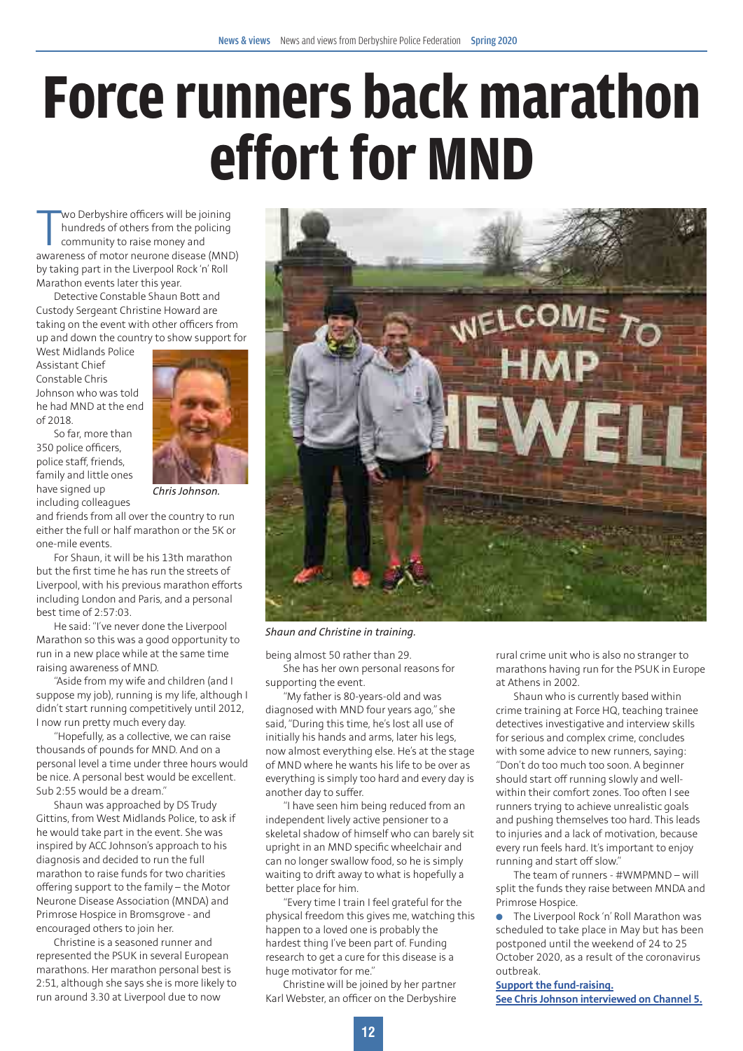# Force runners back marathon effort for MND

Two Derbyshire officers will be joining hundreds of others from the policing community to raise money and awareness of motor neurone disease (MND) by taking part in the Liverpool Rock 'n' Roll Marathon events later this year.

Detective Constable Shaun Bott and Custody Sergeant Christine Howard are taking on the event with other officers from up and down the country to show support for West Midlands Police Assistant Chief Constable Chris Johnson who was told he had MND at the end of 2018.

*Chris Johnson.*

So far, more than 350 police officers, police staff, friends, family and little ones have signed up including colleagues and friends from all over the country to run either the full or half marathon or the 5K or one-mile events.

For Shaun, it will be his 13th marathon but the first time he has run the streets of Liverpool, with his previous marathon efforts including London and Paris, and a personal best time of 2:57:03.

He said: "I've never done the Liverpool Marathon so this was a good opportunity to run in a new place while at the same time raising awareness of MND.

"Aside from my wife and children (and I suppose my job), running is my life, although I didn't start running competitively until 2012, I now run pretty much every day.

"Hopefully, as a collective, we can raise thousands of pounds for MND. And on a personal level a time under three hours would be nice. A personal best would be excellent. Sub 2:55 would be a dream."

Shaun was approached by DS Trudy Gittins, from West Midlands Police, to ask if he would take part in the event. She was inspired by ACC Johnson's approach to his diagnosis and decided to run the full marathon to raise funds for two charities offering support to the family – the Motor Neurone Disease Association (MNDA) and Primrose Hospice in Bromsgrove - and encouraged others to join her.

Christine is a seasoned runner and represented the PSUK in several European marathons. Her marathon personal best is 2:51, although she says she is more likely to run around 3.30 at Liverpool due to now being almost 50 rather than 29.

*Shaun and Christine in training.*

She has her own personal reasons for supporting the event.

"My father is 80-years-old and was diagnosed with MND four years ago," she said, "During this time, he's lost all use of initially his hands and arms, later his legs, now almost everything else. He's at the stage of MND where he wants his life to be over as everything is simply too hard and every day is another day to suffer.

"I have seen him being reduced from an independent lively active pensioner to a skeletal shadow of himself who can barely sit upright in an MND specific wheelchair and can no longer swallow food, so he is simply waiting to drift away to what is hopefully a better place for him.

"Every time I train I feel grateful for the physical freedom this gives me, watching this happen to a loved one is probably the hardest thing I've been part of. Funding research to get a cure for this disease is a huge motivator for me."

Christine will be joined by her partner Karl Webster, an officer on the Derbyshire rural crime unit who is also no stranger to marathons having run for the PSUK in Europe at Athens in 2002.

Shaun who is currently based within crime training at Force HQ, teaching trainee detectives investigative and interview skills for serious and complex crime, concludes with some advice to new runners, saying: "Don't do too much too soon. A beginner should start off running slowly and well-within their comfort zones. Too often I see runners trying to achieve unrealistic goals and pushing themselves too hard. This leads to injuries and a lack of motivation, because every run feels hard. It's important to enjoy running and start off slow."

The team of runners - #WMPMND – will split the funds they raise between MNDA and Primrose Hospice.

- The Liverpool Rock 'n' Roll Marathon was scheduled to take place in May but has been postponed until the weekend of 24 to 25 October 2020, as a result of the coronavirus outbreak.

**Support the fund-raising.**

**See Chris Johnson interviewed on Channel 5.**